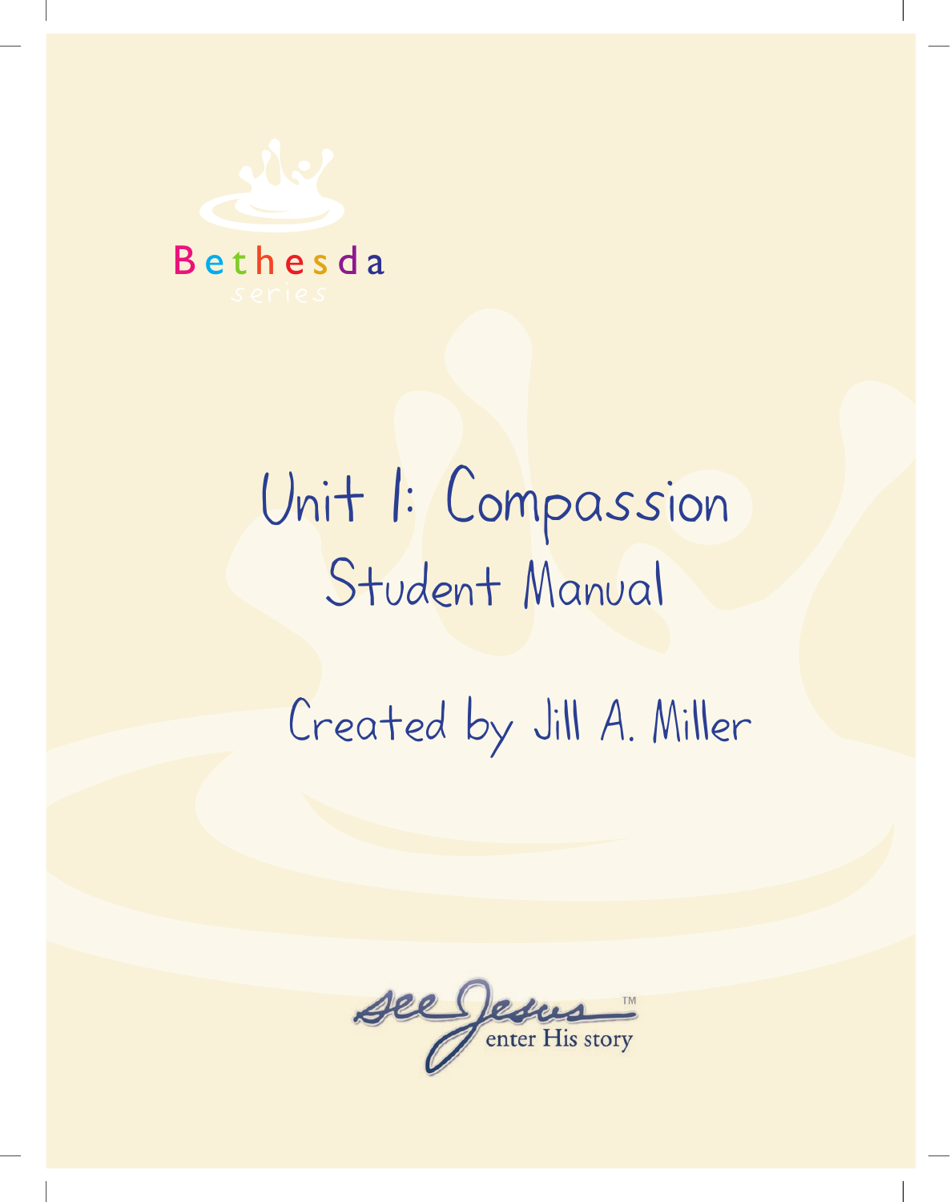Bethesda

series

# Unit 1: Compassion

## Student Manual

Created by Jill A. Miller

See Jesus™

enter His story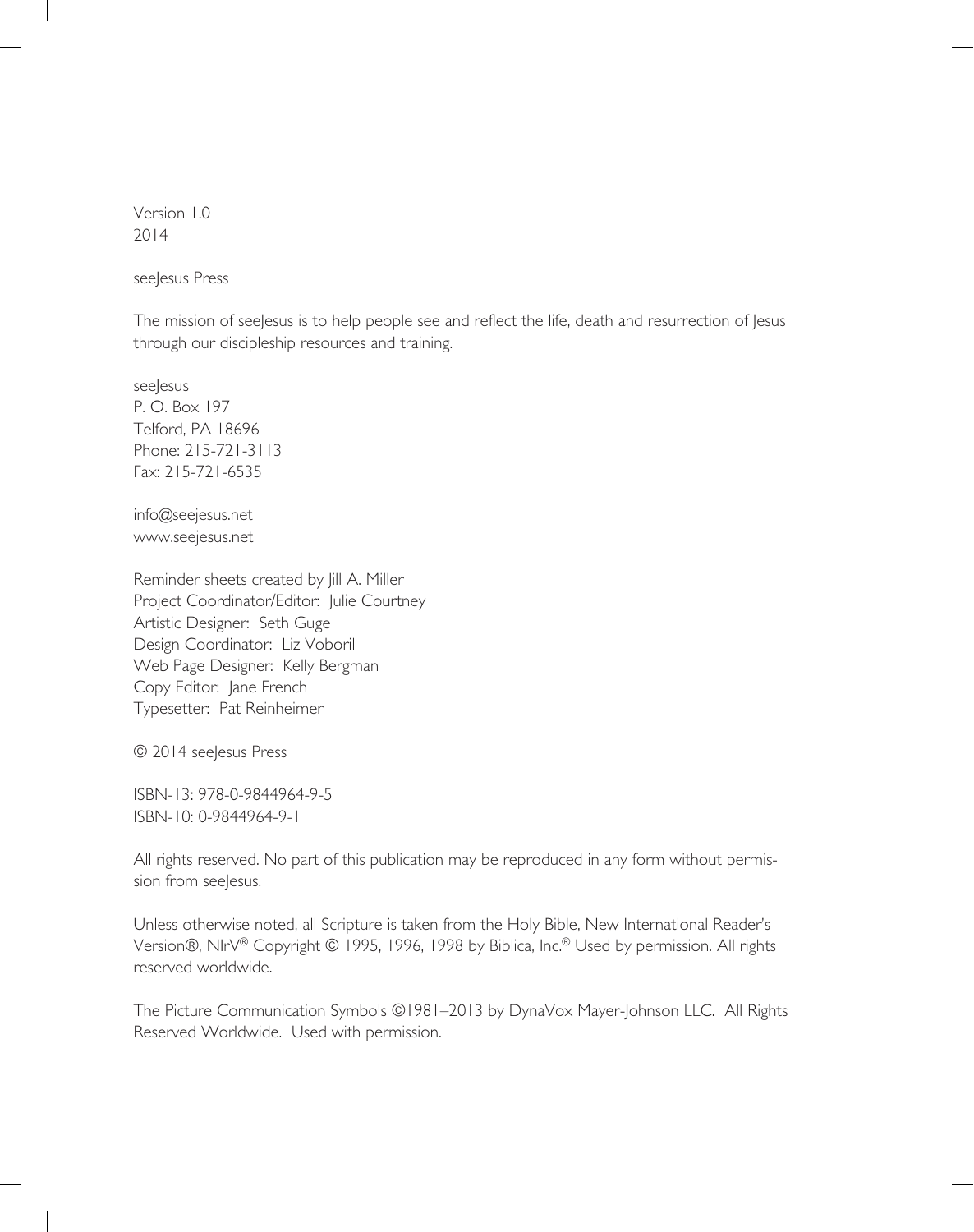Version 1.0
2014

seeJesus Press

The mission of seeJesus is to help people see and reflect the life, death and resurrection of Jesus through our discipleship resources and training.

seeJesus
P. O. Box 197
Telford, PA 18696
Phone: 215-721-3113
Fax: 215-721-6535

info@seejesus.net
www.seejesus.net

Reminder sheets created by Jill A. Miller
Project Coordinator/Editor: Julie Courtney
Artistic Designer: Seth Guge
Design Coordinator: Liz Voboril
Web Page Designer: Kelly Bergman
Copy Editor: Jane French
Typesetter: Pat Reinheimer

© 2014 seeJesus Press

ISBN-13: 978-0-9844964-9-5
ISBN-10: 0-9844964-9-1

All rights reserved. No part of this publication may be reproduced in any form without permission from seeJesus.

Unless otherwise noted, all Scripture is taken from the Holy Bible, New International Reader's Version®, NIrV® Copyright © 1995, 1996, 1998 by Biblica, Inc.® Used by permission. All rights reserved worldwide.

The Picture Communication Symbols ©1981–2013 by DynaVox Mayer-Johnson LLC. All Rights Reserved Worldwide. Used with permission.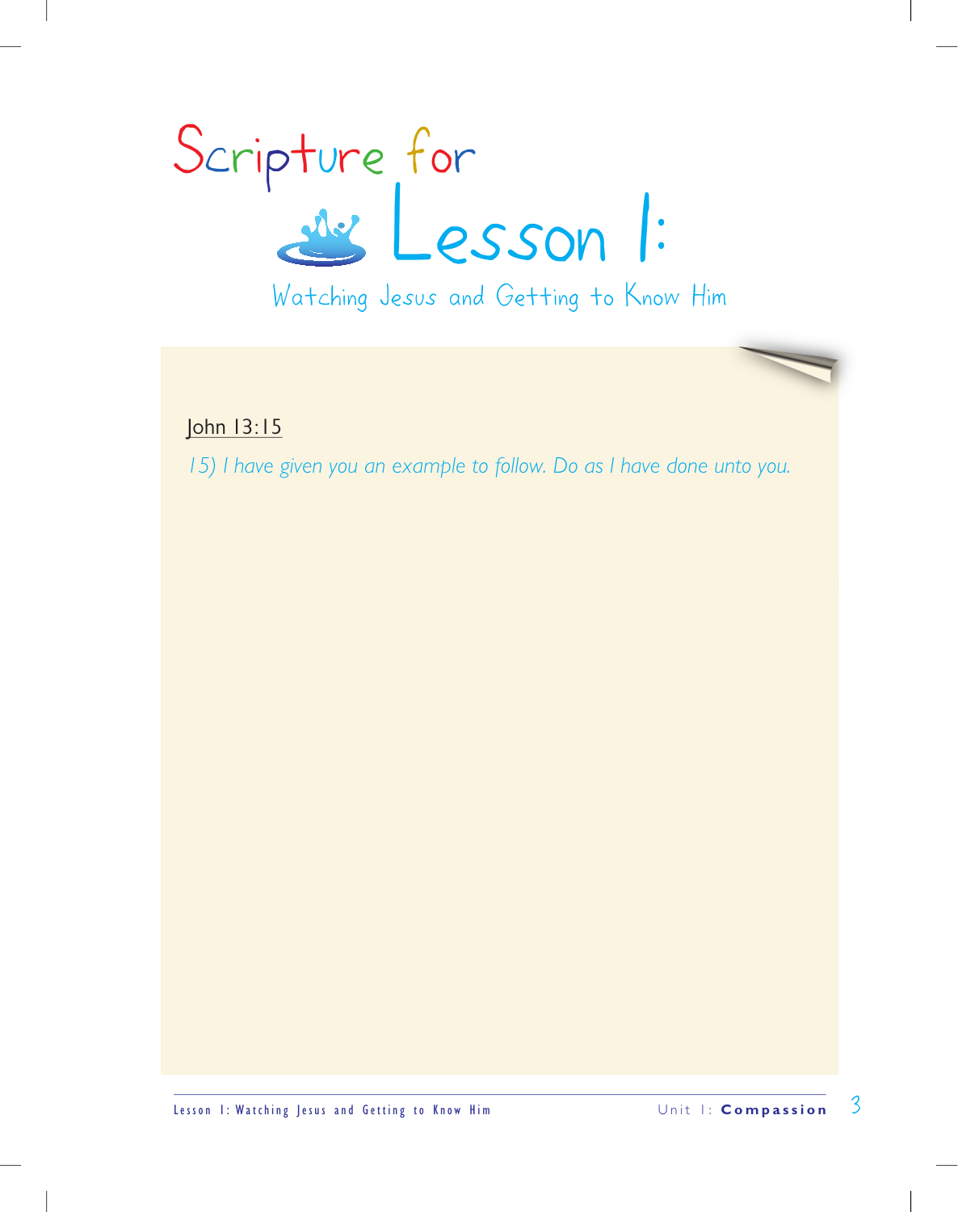# Scripture for Lesson 1:

## Watching Jesus and Getting to Know Him

John 13:15

*15) I have given you an example to follow. Do as I have done unto you.*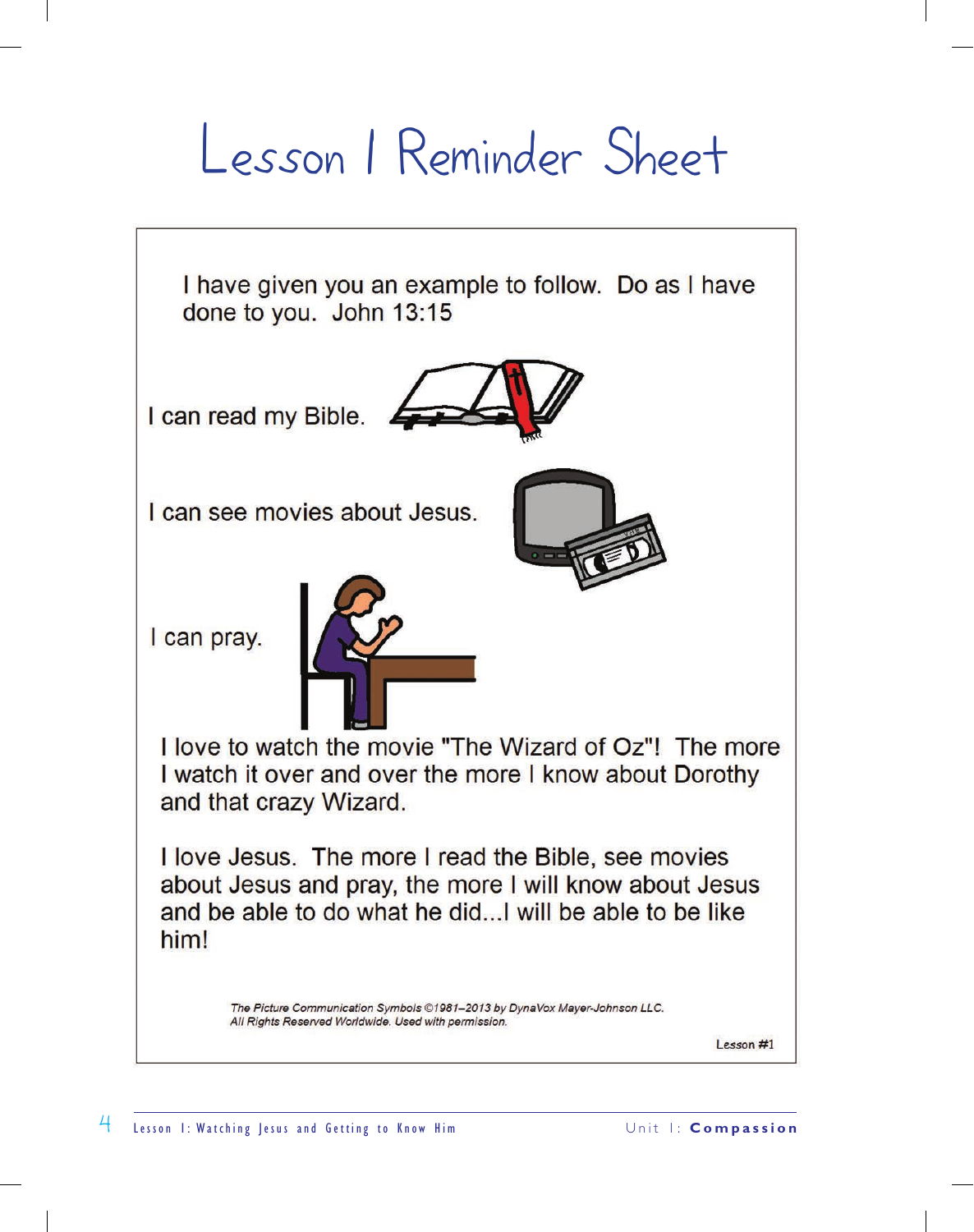# Lesson 1 Reminder Sheet

I have given you an example to follow. Do as I have done to you. John 13:15

I can read my Bible.

I can see movies about Jesus.

I can pray.

I love to watch the movie "The Wizard of Oz"! The more I watch it over and over the more I know about Dorothy and that crazy Wizard.

I love Jesus. The more I read the Bible, see movies about Jesus and pray, the more I will know about Jesus and be able to do what he did...I will be able to be like him!

*The Picture Communication Symbols ©1981–2013 by DynaVox Mayer-Johnson LLC. All Rights Reserved Worldwide. Used with permission.*

Lesson #1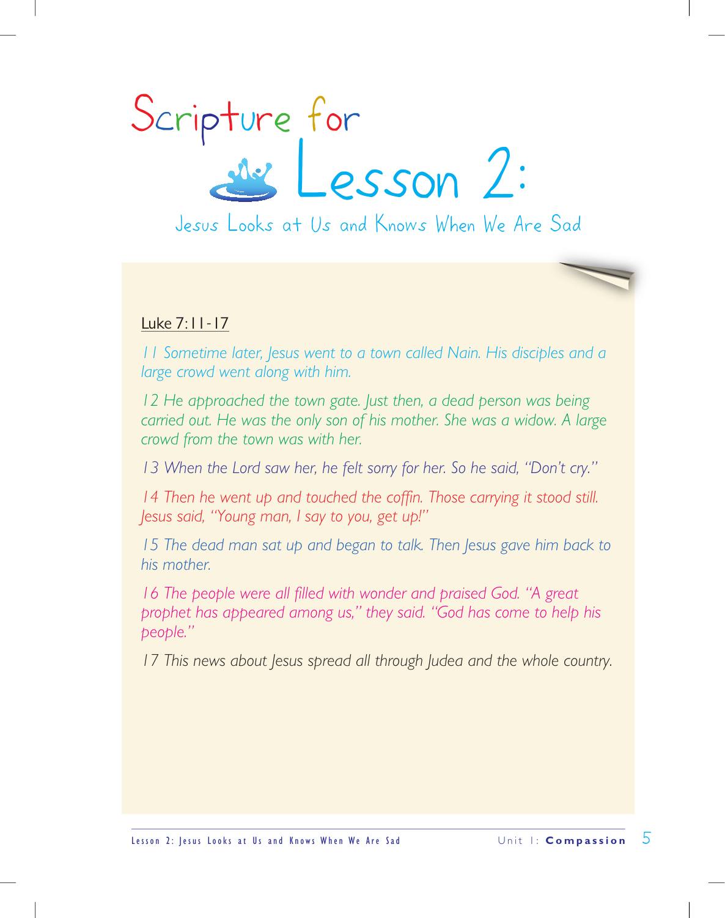# Scripture for Lesson 2:

## Jesus Looks at Us and Knows When We Are Sad

Luke 7:11-17

*11 Sometime later, Jesus went to a town called Nain. His disciples and a large crowd went along with him.*

*12 He approached the town gate. Just then, a dead person was being carried out. He was the only son of his mother. She was a widow. A large crowd from the town was with her.*

*13 When the Lord saw her, he felt sorry for her. So he said, "Don't cry."*

*14 Then he went up and touched the coffin. Those carrying it stood still. Jesus said, "Young man, I say to you, get up!"*

*15 The dead man sat up and began to talk. Then Jesus gave him back to his mother.*

*16 The people were all filled with wonder and praised God. "A great prophet has appeared among us," they said. "God has come to help his people."*

*17 This news about Jesus spread all through Judea and the whole country.*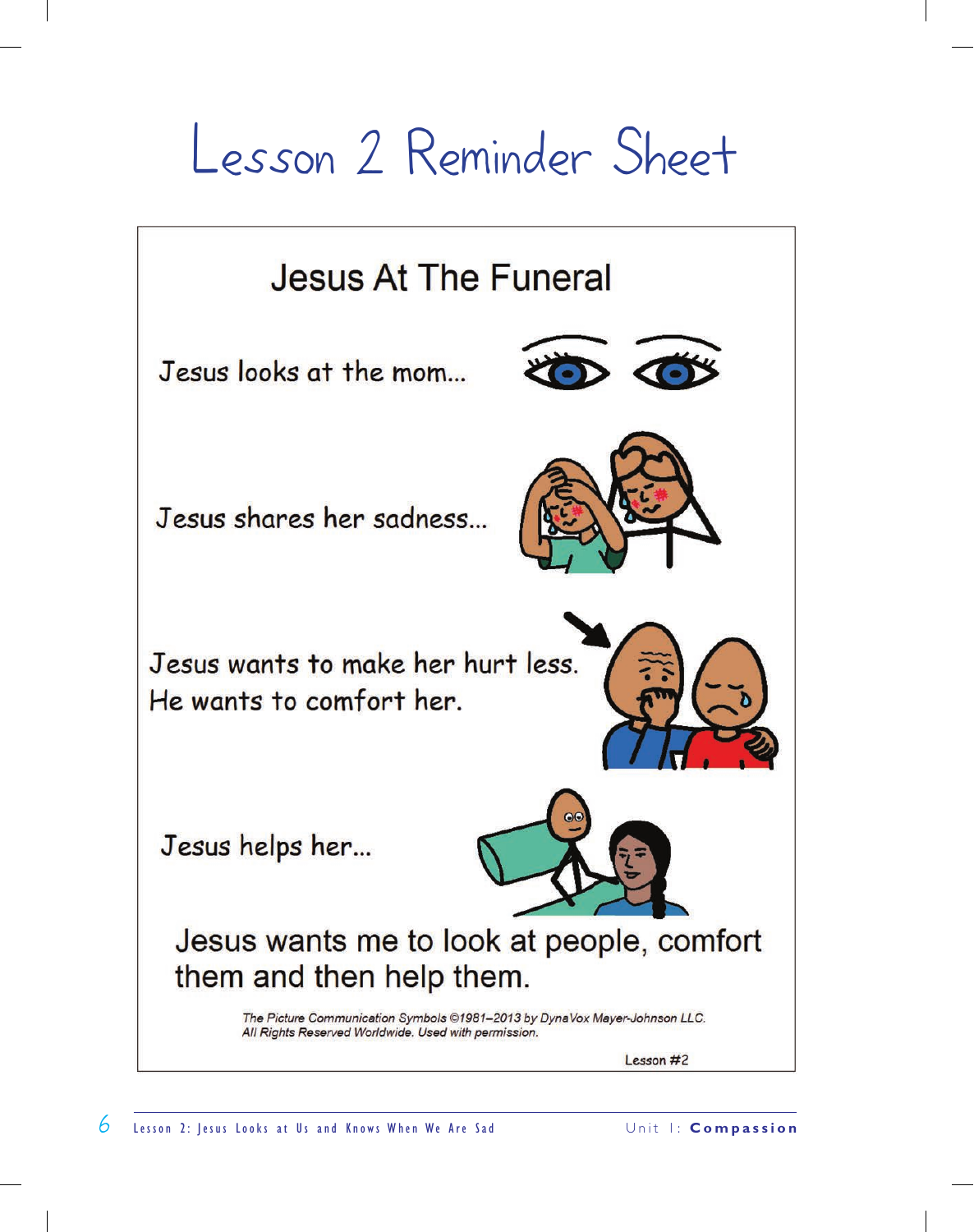# Lesson 2 Reminder Sheet

## Jesus At The Funeral

Jesus looks at the mom...

Jesus shares her sadness...

Jesus wants to make her hurt less.
He wants to comfort her.

Jesus helps her...

Jesus wants me to look at people, comfort them and then help them.

*The Picture Communication Symbols ©1981–2013 by DynaVox Mayer-Johnson LLC. All Rights Reserved Worldwide. Used with permission.*

Lesson #2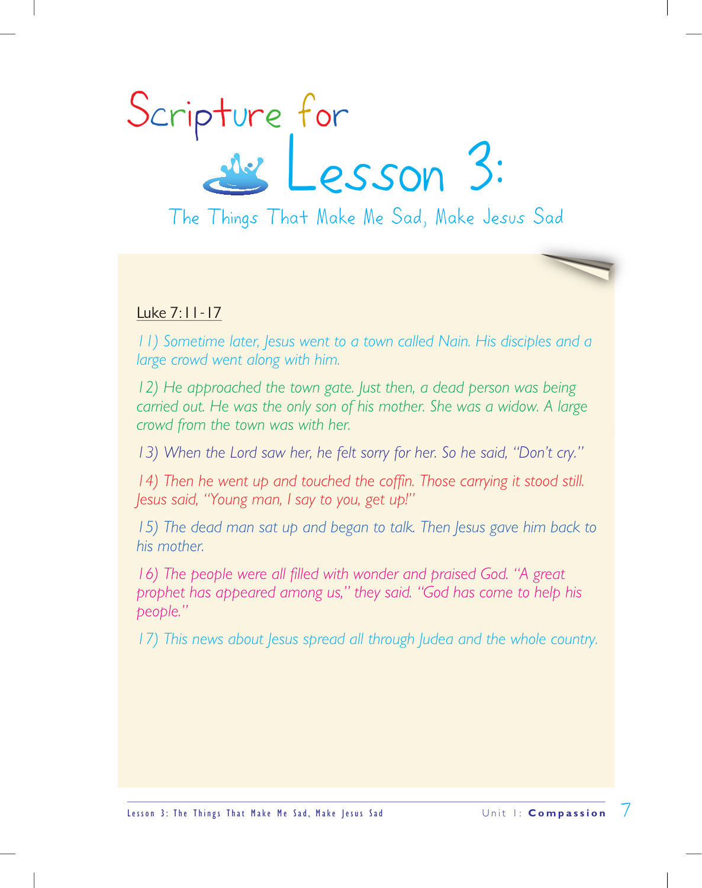# Scripture for Lesson 3:

## The Things That Make Me Sad, Make Jesus Sad

Luke 7:11-17

*11) Sometime later, Jesus went to a town called Nain. His disciples and a large crowd went along with him.*

*12) He approached the town gate. Just then, a dead person was being carried out. He was the only son of his mother. She was a widow. A large crowd from the town was with her.*

*13) When the Lord saw her, he felt sorry for her. So he said, "Don't cry."*

*14) Then he went up and touched the coffin. Those carrying it stood still. Jesus said, "Young man, I say to you, get up!"*

*15) The dead man sat up and began to talk. Then Jesus gave him back to his mother.*

*16) The people were all filled with wonder and praised God. "A great prophet has appeared among us," they said. "God has come to help his people."*

*17) This news about Jesus spread all through Judea and the whole country.*